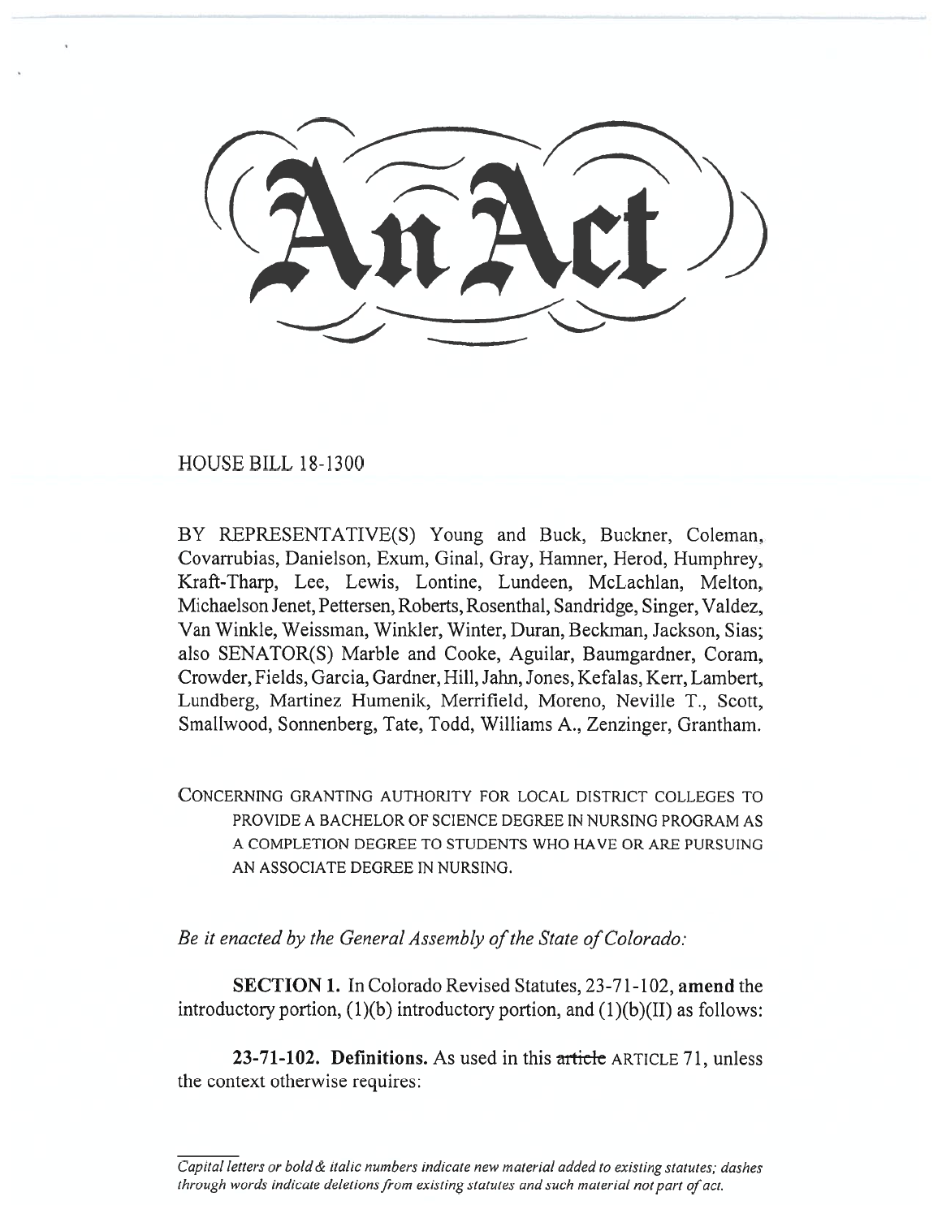# An Act

HOUSE BILL 18-1300

BY REPRESENTATIVE(S) Young and Buck, Buckner, Coleman, Covarrubias, Danielson, Exum, Ginal, Gray, Hamner, Herod, Humphrey, Kraft-Tharp, Lee, Lewis, Lontine, Lundeen, McLachlan, Melton, Michaelson Jenet, Pettersen, Roberts, Rosenthal, Sandridge, Singer, Valdez, Van Winkle, Weissman, Winkler, Winter, Duran, Beckman, Jackson, Sias; also SENATOR(S) Marble and Cooke, Aguilar, Baumgardner, Coram, Crowder, Fields, Garcia, Gardner, Hill, Jahn, Jones, Kefalas, Kerr, Lambert, Lundberg, Martinez Humenik, Merrifield, Moreno, Neville T., Scott, Smallwood, Sonnenberg, Tate, Todd, Williams A., Zenzinger, Grantham.

CONCERNING GRANTING AUTHORITY FOR LOCAL DISTRICT COLLEGES TO PROVIDE A BACHELOR OF SCIENCE DEGREE IN NURSING PROGRAM AS A COMPLETION DEGREE TO STUDENTS WHO HAVE OR ARE PURSUING AN ASSOCIATE DEGREE IN NURSING.

*Be it enacted by the General Assembly of the State of Colorado:*

**SECTION 1.** In Colorado Revised Statutes, 23-71-102, **amend** the introductory portion, (1)(b) introductory portion, and (1)(b)(II) as follows:

**23-71-102. Definitions.** As used in this ~~article~~ ARTICLE 71, unless the context otherwise requires:

*Capital letters or bold & italic numbers indicate new material added to existing statutes; dashes through words indicate deletions from existing statutes and such material not part of act.*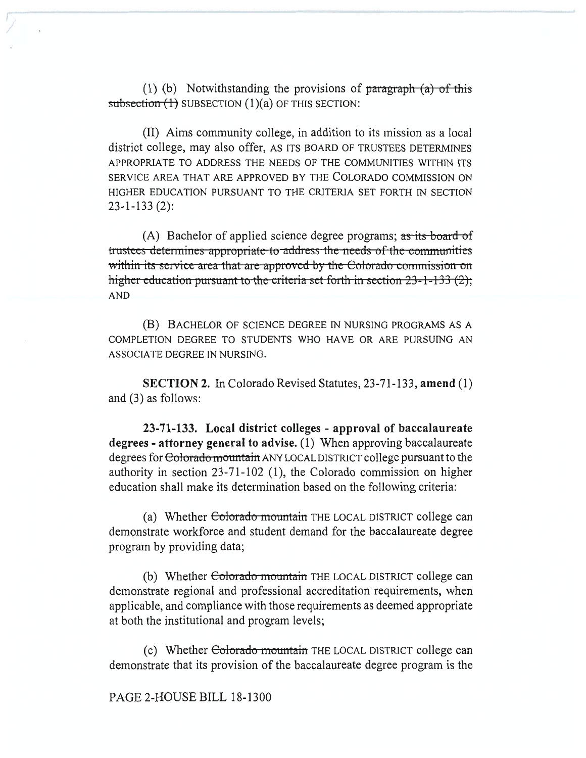(1) (b) Notwithstanding the provisions of ~~paragraph (a) of this subsection (1)~~ SUBSECTION (1)(a) OF THIS SECTION:

(II) Aims community college, in addition to its mission as a local district college, may also offer, AS ITS BOARD OF TRUSTEES DETERMINES APPROPRIATE TO ADDRESS THE NEEDS OF THE COMMUNITIES WITHIN ITS SERVICE AREA THAT ARE APPROVED BY THE COLORADO COMMISSION ON HIGHER EDUCATION PURSUANT TO THE CRITERIA SET FORTH IN SECTION 23-1-133 (2):

(A) Bachelor of applied science degree programs; ~~as its board of trustees determines appropriate to address the needs of the communities within its service area that are approved by the Colorado commission on higher education pursuant to the criteria set forth in section 23-1-133 (2);~~ AND

(B) BACHELOR OF SCIENCE DEGREE IN NURSING PROGRAMS AS A COMPLETION DEGREE TO STUDENTS WHO HAVE OR ARE PURSUING AN ASSOCIATE DEGREE IN NURSING.

**SECTION 2.** In Colorado Revised Statutes, 23-71-133, **amend** (1) and (3) as follows:

**23-71-133. Local district colleges - approval of baccalaureate degrees - attorney general to advise.** (1) When approving baccalaureate degrees for ~~Colorado mountain~~ ANY LOCAL DISTRICT college pursuant to the authority in section 23-71-102 (1), the Colorado commission on higher education shall make its determination based on the following criteria:

(a) Whether ~~Colorado mountain~~ THE LOCAL DISTRICT college can demonstrate workforce and student demand for the baccalaureate degree program by providing data;

(b) Whether ~~Colorado mountain~~ THE LOCAL DISTRICT college can demonstrate regional and professional accreditation requirements, when applicable, and compliance with those requirements as deemed appropriate at both the institutional and program levels;

(c) Whether ~~Colorado mountain~~ THE LOCAL DISTRICT college can demonstrate that its provision of the baccalaureate degree program is the

PAGE 2-HOUSE BILL 18-1300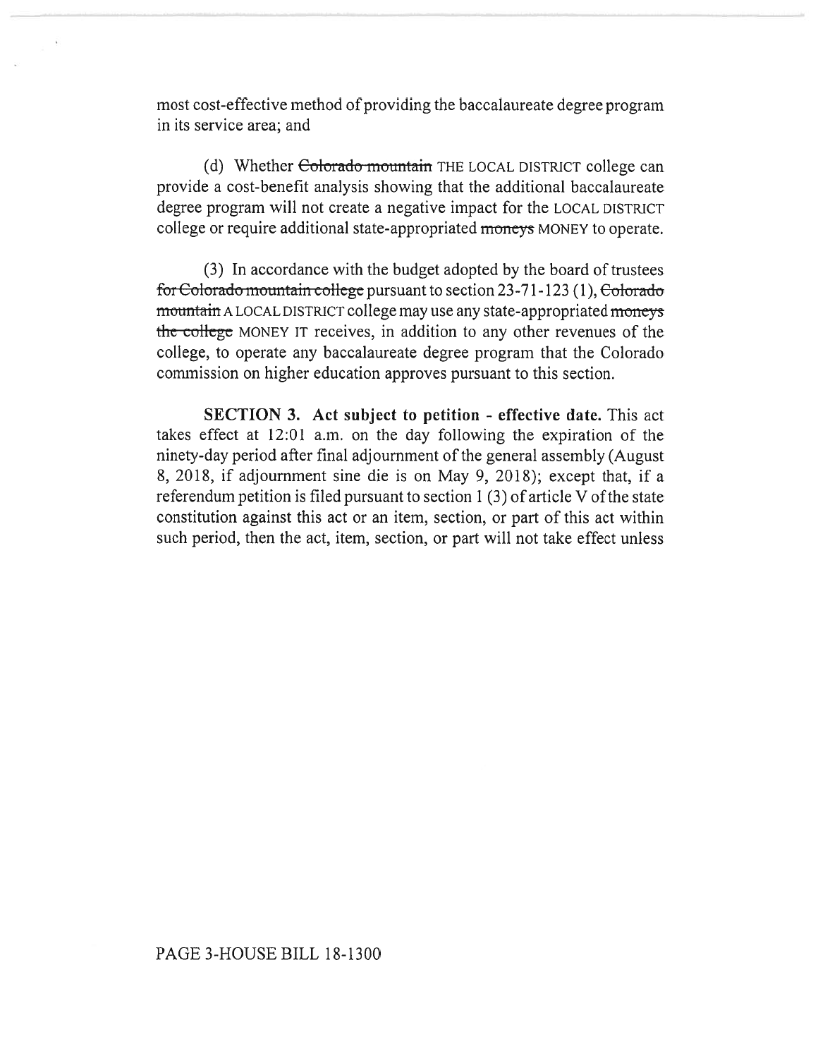most cost-effective method of providing the baccalaureate degree program in its service area; and

(d) Whether ~~Colorado mountain~~ THE LOCAL DISTRICT college can provide a cost-benefit analysis showing that the additional baccalaureate degree program will not create a negative impact for the LOCAL DISTRICT college or require additional state-appropriated ~~moneys~~ MONEY to operate.

(3) In accordance with the budget adopted by the board of trustees ~~for Colorado mountain college~~ pursuant to section 23-71-123 (1), ~~Colorado mountain~~ A LOCAL DISTRICT college may use any state-appropriated ~~moneys the college~~ MONEY IT receives, in addition to any other revenues of the college, to operate any baccalaureate degree program that the Colorado commission on higher education approves pursuant to this section.

**SECTION 3. Act subject to petition - effective date.** This act takes effect at 12:01 a.m. on the day following the expiration of the ninety-day period after final adjournment of the general assembly (August 8, 2018, if adjournment sine die is on May 9, 2018); except that, if a referendum petition is filed pursuant to section 1 (3) of article V of the state constitution against this act or an item, section, or part of this act within such period, then the act, item, section, or part will not take effect unless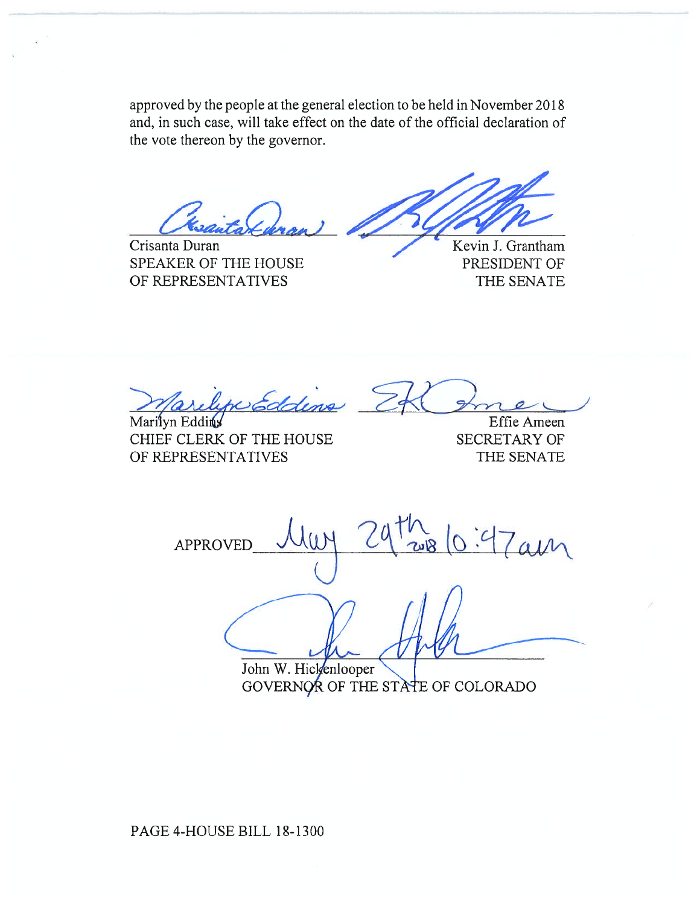approved by the people at the general election to be held in November 2018 and, in such case, will take effect on the date of the official declaration of the vote thereon by the governor.

Crisanta Duran
SPEAKER OF THE HOUSE
OF REPRESENTATIVES

Kevin J. Grantham
PRESIDENT OF
THE SENATE

Marilyn Eddins
CHIEF CLERK OF THE HOUSE
OF REPRESENTATIVES

Effie Ameen
SECRETARY OF
THE SENATE

APPROVED May 29th 2018 10:47am

John W. Hickenlooper
GOVERNOR OF THE STATE OF COLORADO

PAGE 4-HOUSE BILL 18-1300